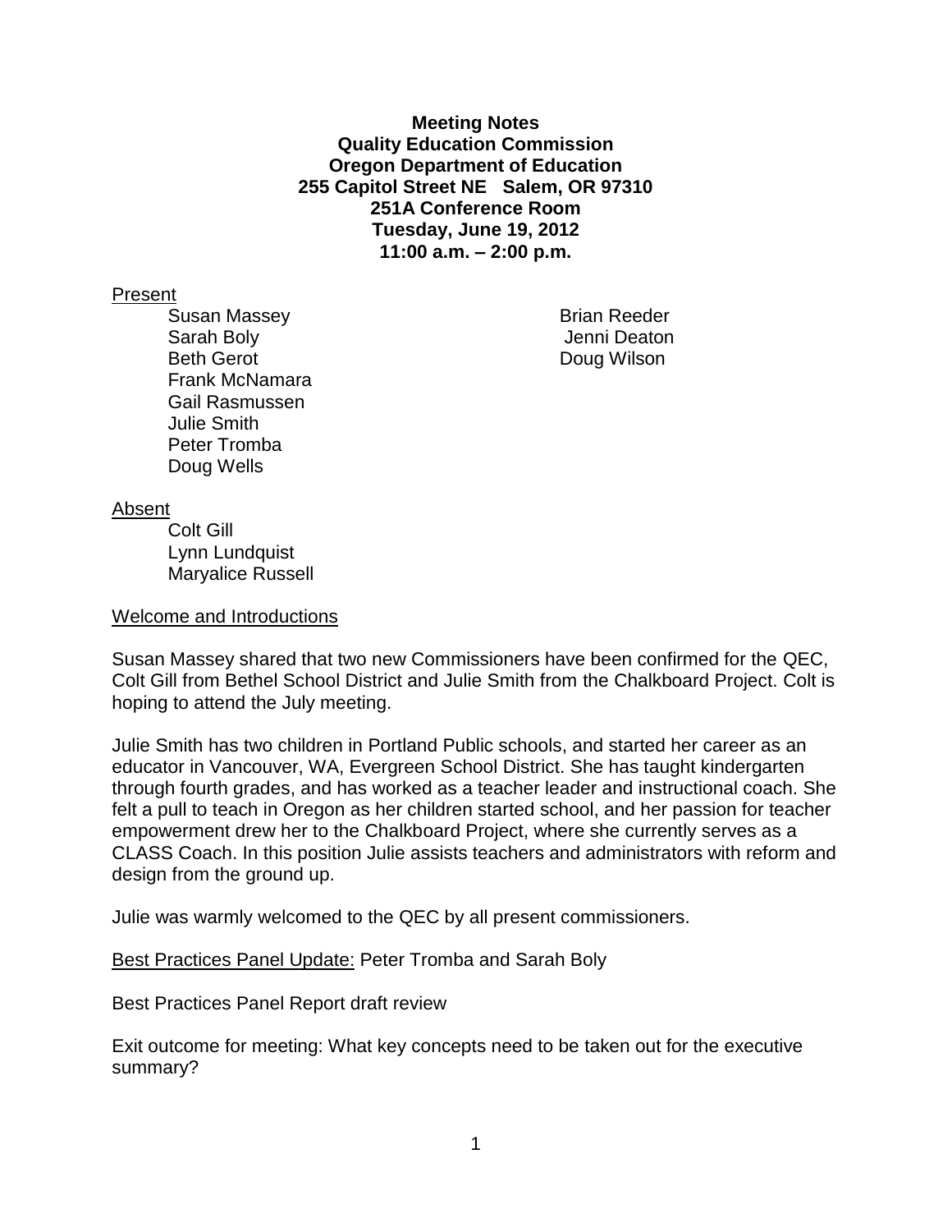**Meeting Notes**
**Quality Education Commission**
**Oregon Department of Education**
**255 Capitol Street NE Salem, OR 97310**
**251A Conference Room**
**Tuesday, June 19, 2012**
**11:00 a.m. – 2:00 p.m.**

Present

Susan Massey
Sarah Boly
Beth Gerot
Frank McNamara
Gail Rasmussen
Julie Smith
Peter Tromba
Doug Wells
Brian Reeder
Jenni Deaton
Doug Wilson

Absent

Colt Gill
Lynn Lundquist
Maryalice Russell

Welcome and Introductions

Susan Massey shared that two new Commissioners have been confirmed for the QEC, Colt Gill from Bethel School District and Julie Smith from the Chalkboard Project. Colt is hoping to attend the July meeting.

Julie Smith has two children in Portland Public schools, and started her career as an educator in Vancouver, WA, Evergreen School District. She has taught kindergarten through fourth grades, and has worked as a teacher leader and instructional coach. She felt a pull to teach in Oregon as her children started school, and her passion for teacher empowerment drew her to the Chalkboard Project, where she currently serves as a CLASS Coach. In this position Julie assists teachers and administrators with reform and design from the ground up.

Julie was warmly welcomed to the QEC by all present commissioners.

Best Practices Panel Update: Peter Tromba and Sarah Boly

Best Practices Panel Report draft review

Exit outcome for meeting: What key concepts need to be taken out for the executive summary?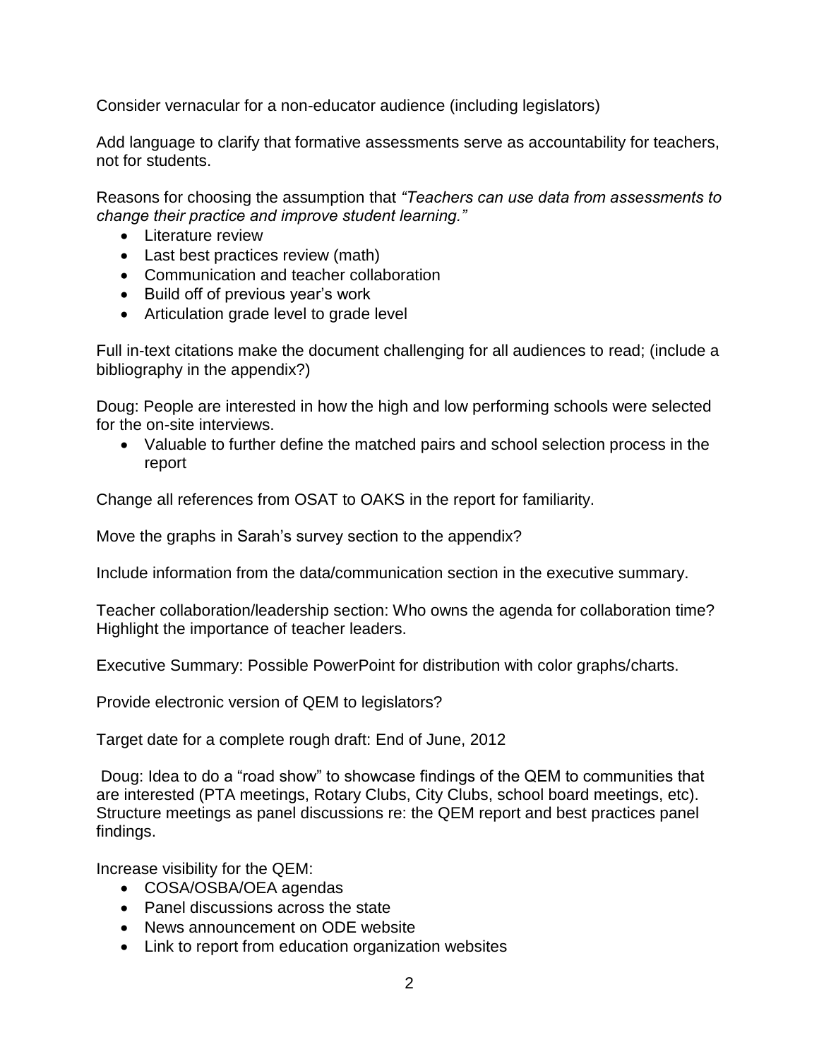Consider vernacular for a non-educator audience (including legislators)

Add language to clarify that formative assessments serve as accountability for teachers, not for students.

Reasons for choosing the assumption that *"Teachers can use data from assessments to change their practice and improve student learning."*

- Literature review
- Last best practices review (math)
- Communication and teacher collaboration
- Build off of previous year's work
- Articulation grade level to grade level

Full in-text citations make the document challenging for all audiences to read; (include a bibliography in the appendix?)

Doug: People are interested in how the high and low performing schools were selected for the on-site interviews.

- Valuable to further define the matched pairs and school selection process in the report

Change all references from OSAT to OAKS in the report for familiarity.

Move the graphs in Sarah's survey section to the appendix?

Include information from the data/communication section in the executive summary.

Teacher collaboration/leadership section: Who owns the agenda for collaboration time? Highlight the importance of teacher leaders.

Executive Summary: Possible PowerPoint for distribution with color graphs/charts.

Provide electronic version of QEM to legislators?

Target date for a complete rough draft: End of June, 2012

Doug: Idea to do a "road show" to showcase findings of the QEM to communities that are interested (PTA meetings, Rotary Clubs, City Clubs, school board meetings, etc). Structure meetings as panel discussions re: the QEM report and best practices panel findings.

Increase visibility for the QEM:

- COSA/OSBA/OEA agendas
- Panel discussions across the state
- News announcement on ODE website
- Link to report from education organization websites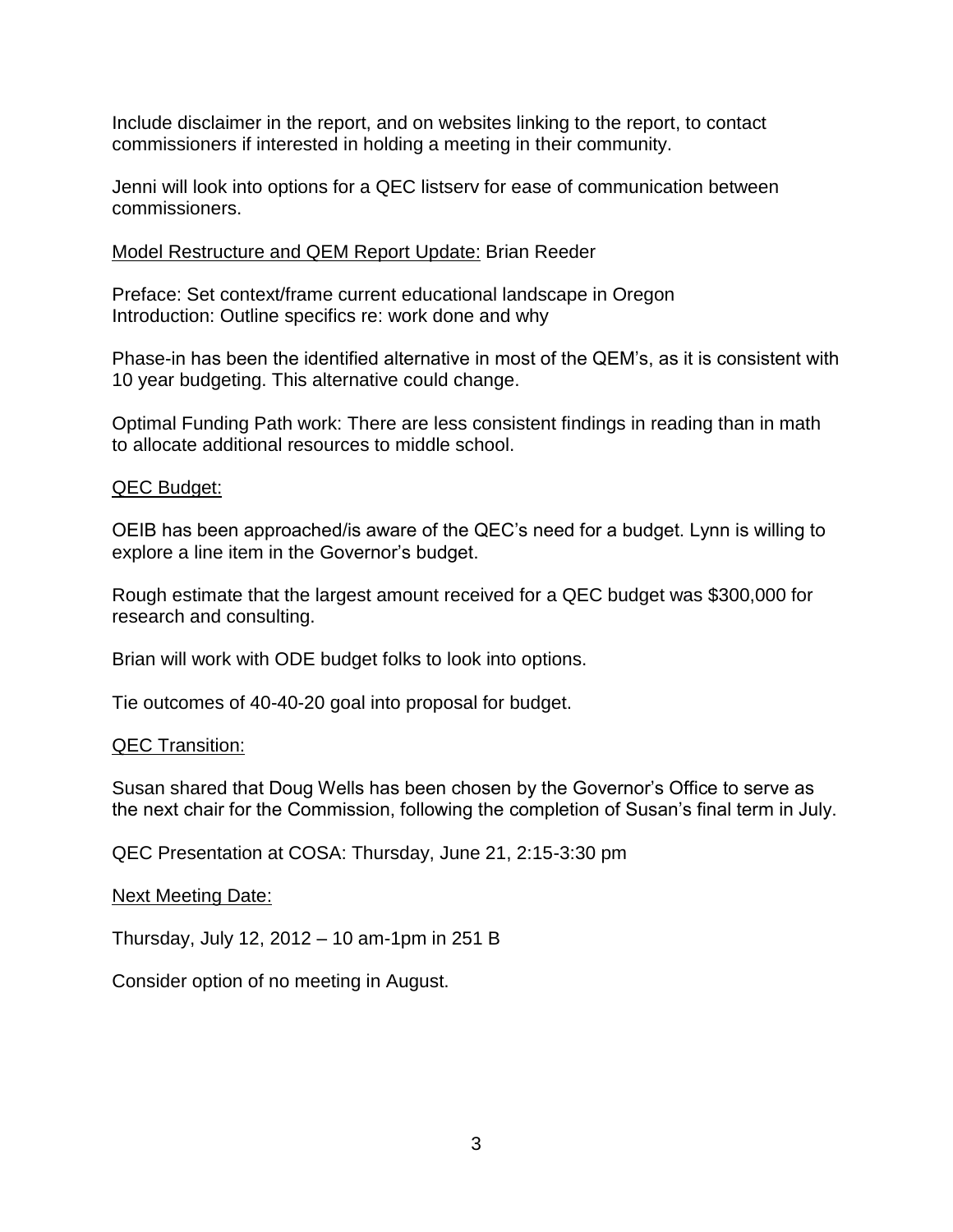Include disclaimer in the report, and on websites linking to the report, to contact commissioners if interested in holding a meeting in their community.

Jenni will look into options for a QEC listserv for ease of communication between commissioners.

<u>Model Restructure and QEM Report Update:</u> Brian Reeder

Preface: Set context/frame current educational landscape in Oregon
Introduction: Outline specifics re: work done and why

Phase-in has been the identified alternative in most of the QEM's, as it is consistent with 10 year budgeting. This alternative could change.

Optimal Funding Path work: There are less consistent findings in reading than in math to allocate additional resources to middle school.

<u>QEC Budget:</u>

OEIB has been approached/is aware of the QEC's need for a budget. Lynn is willing to explore a line item in the Governor's budget.

Rough estimate that the largest amount received for a QEC budget was $300,000 for research and consulting.

Brian will work with ODE budget folks to look into options.

Tie outcomes of 40-40-20 goal into proposal for budget.

<u>QEC Transition:</u>

Susan shared that Doug Wells has been chosen by the Governor's Office to serve as the next chair for the Commission, following the completion of Susan's final term in July.

QEC Presentation at COSA: Thursday, June 21, 2:15-3:30 pm

<u>Next Meeting Date:</u>

Thursday, July 12, 2012 – 10 am-1pm in 251 B

Consider option of no meeting in August.